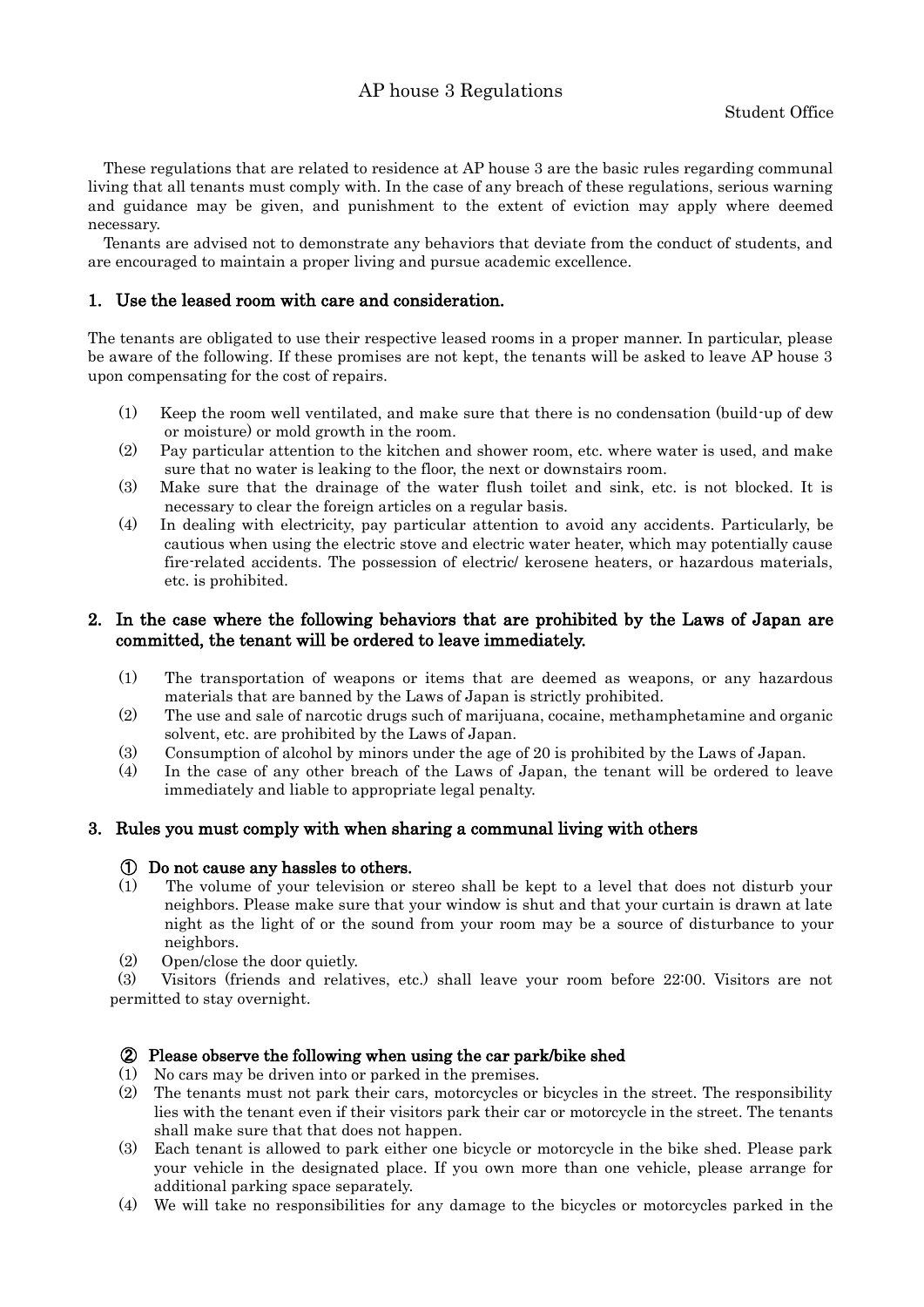# AP house 3 Regulations

Student Office

These regulations that are related to residence at AP house 3 are the basic rules regarding communal living that all tenants must comply with. In the case of any breach of these regulations, serious warning and guidance may be given, and punishment to the extent of eviction may apply where deemed necessary.

Tenants are advised not to demonstrate any behaviors that deviate from the conduct of students, and are encouraged to maintain a proper living and pursue academic excellence.

## 1. Use the leased room with care and consideration.

The tenants are obligated to use their respective leased rooms in a proper manner. In particular, please be aware of the following. If these promises are not kept, the tenants will be asked to leave AP house 3 upon compensating for the cost of repairs.

(1) Keep the room well ventilated, and make sure that there is no condensation (build-up of dew or moisture) or mold growth in the room.

(2) Pay particular attention to the kitchen and shower room, etc. where water is used, and make sure that no water is leaking to the floor, the next or downstairs room.

(3) Make sure that the drainage of the water flush toilet and sink, etc. is not blocked. It is necessary to clear the foreign articles on a regular basis.

(4) In dealing with electricity, pay particular attention to avoid any accidents. Particularly, be cautious when using the electric stove and electric water heater, which may potentially cause fire-related accidents. The possession of electric/ kerosene heaters, or hazardous materials, etc. is prohibited.

## 2. In the case where the following behaviors that are prohibited by the Laws of Japan are committed, the tenant will be ordered to leave immediately.

(1) The transportation of weapons or items that are deemed as weapons, or any hazardous materials that are banned by the Laws of Japan is strictly prohibited.

(2) The use and sale of narcotic drugs such of marijuana, cocaine, methamphetamine and organic solvent, etc. are prohibited by the Laws of Japan.

(3) Consumption of alcohol by minors under the age of 20 is prohibited by the Laws of Japan.

(4) In the case of any other breach of the Laws of Japan, the tenant will be ordered to leave immediately and liable to appropriate legal penalty.

## 3. Rules you must comply with when sharing a communal living with others

### ① Do not cause any hassles to others.

(1) The volume of your television or stereo shall be kept to a level that does not disturb your neighbors. Please make sure that your window is shut and that your curtain is drawn at late night as the light of or the sound from your room may be a source of disturbance to your neighbors.

(2) Open/close the door quietly.

(3) Visitors (friends and relatives, etc.) shall leave your room before 22:00. Visitors are not permitted to stay overnight.

### ② Please observe the following when using the car park/bike shed

(1) No cars may be driven into or parked in the premises.

(2) The tenants must not park their cars, motorcycles or bicycles in the street. The responsibility lies with the tenant even if their visitors park their car or motorcycle in the street. The tenants shall make sure that that does not happen.

(3) Each tenant is allowed to park either one bicycle or motorcycle in the bike shed. Please park your vehicle in the designated place. If you own more than one vehicle, please arrange for additional parking space separately.

(4) We will take no responsibilities for any damage to the bicycles or motorcycles parked in the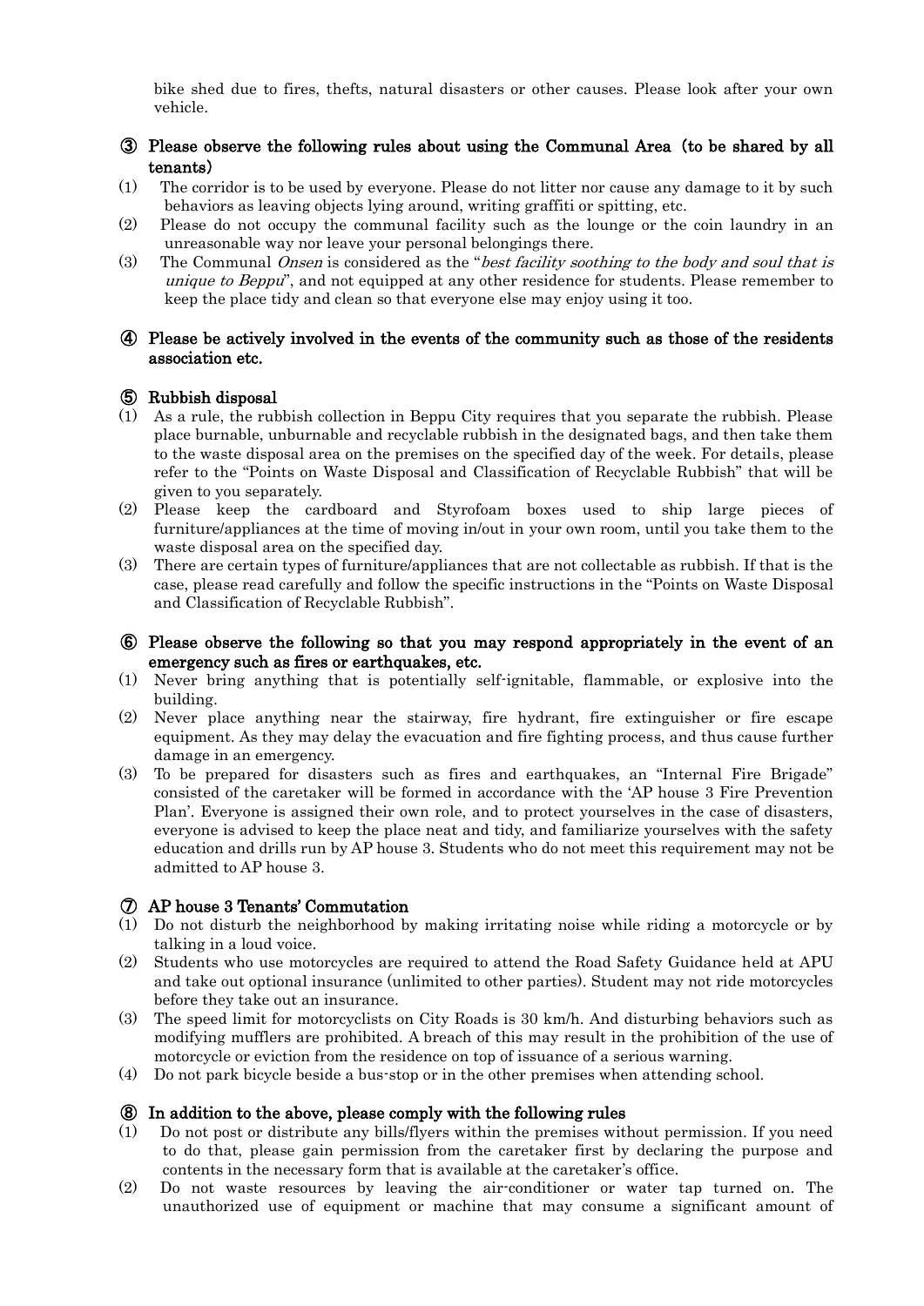bike shed due to fires, thefts, natural disasters or other causes. Please look after your own vehicle.

### ③ Please observe the following rules about using the Communal Area (to be shared by all tenants)

(1) The corridor is to be used by everyone. Please do not litter nor cause any damage to it by such behaviors as leaving objects lying around, writing graffiti or spitting, etc.

(2) Please do not occupy the communal facility such as the lounge or the coin laundry in an unreasonable way nor leave your personal belongings there.

(3) The Communal *Onsen* is considered as the "*best facility soothing to the body and soul that is unique to Beppu*", and not equipped at any other residence for students. Please remember to keep the place tidy and clean so that everyone else may enjoy using it too.

### ④ Please be actively involved in the events of the community such as those of the residents association etc.

### ⑤ Rubbish disposal

(1) As a rule, the rubbish collection in Beppu City requires that you separate the rubbish. Please place burnable, unburnable and recyclable rubbish in the designated bags, and then take them to the waste disposal area on the premises on the specified day of the week. For details, please refer to the "Points on Waste Disposal and Classification of Recyclable Rubbish" that will be given to you separately.

(2) Please keep the cardboard and Styrofoam boxes used to ship large pieces of furniture/appliances at the time of moving in/out in your own room, until you take them to the waste disposal area on the specified day.

(3) There are certain types of furniture/appliances that are not collectable as rubbish. If that is the case, please read carefully and follow the specific instructions in the "Points on Waste Disposal and Classification of Recyclable Rubbish".

### ⑥ Please observe the following so that you may respond appropriately in the event of an emergency such as fires or earthquakes, etc.

(1) Never bring anything that is potentially self-ignitable, flammable, or explosive into the building.

(2) Never place anything near the stairway, fire hydrant, fire extinguisher or fire escape equipment. As they may delay the evacuation and fire fighting process, and thus cause further damage in an emergency.

(3) To be prepared for disasters such as fires and earthquakes, an "Internal Fire Brigade" consisted of the caretaker will be formed in accordance with the 'AP house 3 Fire Prevention Plan'. Everyone is assigned their own role, and to protect yourselves in the case of disasters, everyone is advised to keep the place neat and tidy, and familiarize yourselves with the safety education and drills run by AP house 3. Students who do not meet this requirement may not be admitted to AP house 3.

### ⑦ AP house 3 Tenants' Commutation

(1) Do not disturb the neighborhood by making irritating noise while riding a motorcycle or by talking in a loud voice.

(2) Students who use motorcycles are required to attend the Road Safety Guidance held at APU and take out optional insurance (unlimited to other parties). Student may not ride motorcycles before they take out an insurance.

(3) The speed limit for motorcyclists on City Roads is 30 km/h. And disturbing behaviors such as modifying mufflers are prohibited. A breach of this may result in the prohibition of the use of motorcycle or eviction from the residence on top of issuance of a serious warning.

(4) Do not park bicycle beside a bus-stop or in the other premises when attending school.

### ⑧ In addition to the above, please comply with the following rules

(1) Do not post or distribute any bills/flyers within the premises without permission. If you need to do that, please gain permission from the caretaker first by declaring the purpose and contents in the necessary form that is available at the caretaker's office.

(2) Do not waste resources by leaving the air-conditioner or water tap turned on. The unauthorized use of equipment or machine that may consume a significant amount of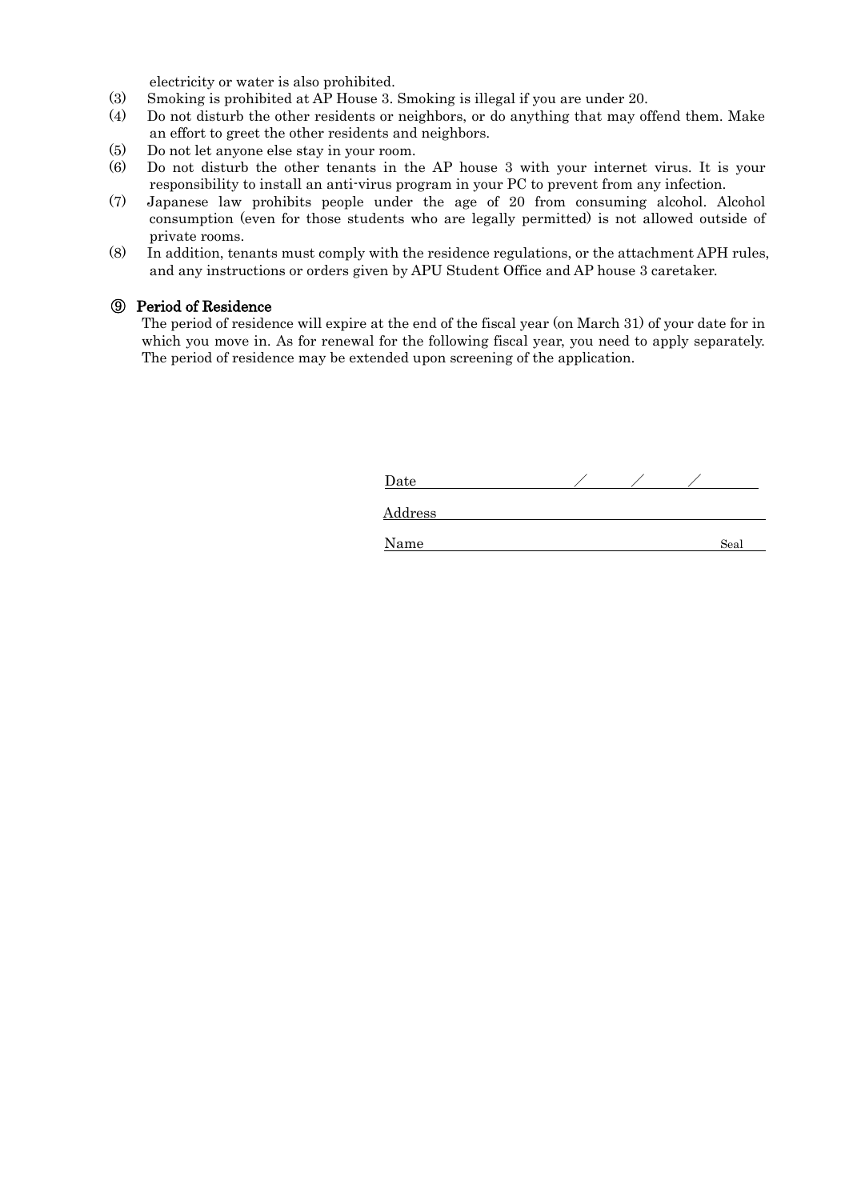electricity or water is also prohibited.

(3) Smoking is prohibited at AP House 3. Smoking is illegal if you are under 20.

(4) Do not disturb the other residents or neighbors, or do anything that may offend them. Make an effort to greet the other residents and neighbors.

(5) Do not let anyone else stay in your room.

(6) Do not disturb the other tenants in the AP house 3 with your internet virus. It is your responsibility to install an anti-virus program in your PC to prevent from any infection.

(7) Japanese law prohibits people under the age of 20 from consuming alcohol. Alcohol consumption (even for those students who are legally permitted) is not allowed outside of private rooms.

(8) In addition, tenants must comply with the residence regulations, or the attachment APH rules, and any instructions or orders given by APU Student Office and AP house 3 caretaker.

**⑨ Period of Residence**

The period of residence will expire at the end of the fiscal year (on March 31) of your date for in which you move in. As for renewal for the following fiscal year, you need to apply separately. The period of residence may be extended upon screening of the application.

Date ______ / ______ / ______ / ______

Address ________________________________

Name ________________________________ Seal